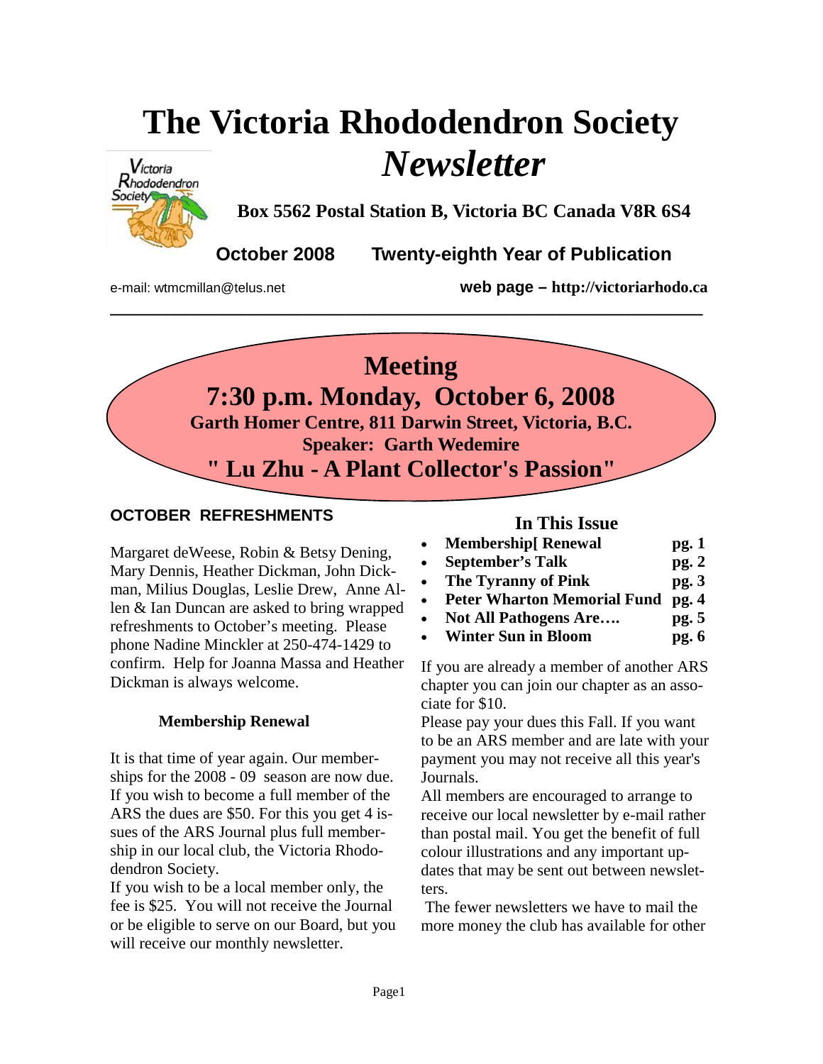# The Victoria Rhododendron Society *Newsletter*

**Box 5562 Postal Station B, Victoria BC Canada V8R 6S4**

**October 2008 Twenty-eighth Year of Publication**

e-mail: wtmcmillan@telus.net **web page – http://victoriarhodo.ca**

---

## Meeting

## 7:30 p.m. Monday, October 6, 2008

**Garth Homer Centre, 811 Darwin Street, Victoria, B.C.**

**Speaker: Garth Wedemire**

**" Lu Zhu - A Plant Collector's Passion"**

### OCTOBER REFRESHMENTS

Margaret deWeese, Robin & Betsy Dening, Mary Dennis, Heather Dickman, John Dickman, Milius Douglas, Leslie Drew, Anne Allen & Ian Duncan are asked to bring wrapped refreshments to October's meeting. Please phone Nadine Minckler at 250-474-1429 to confirm. Help for Joanna Massa and Heather Dickman is always welcome.

### Membership Renewal

It is that time of year again. Our memberships for the 2008 - 09 season are now due. If you wish to become a full member of the ARS the dues are $50. For this you get 4 issues of the ARS Journal plus full membership in our local club, the Victoria Rhododendron Society.

If you wish to be a local member only, the fee is $25. You will not receive the Journal or be eligible to serve on our Board, but you will receive our monthly newsletter.

### In This Issue

- **Membership[ Renewal** **pg. 1**
- **September's Talk** **pg. 2**
- **The Tyranny of Pink** **pg. 3**
- **Peter Wharton Memorial Fund** **pg. 4**
- **Not All Pathogens Are….** **pg. 5**
- **Winter Sun in Bloom** **pg. 6**

If you are already a member of another ARS chapter you can join our chapter as an associate for $10.

Please pay your dues this Fall. If you want to be an ARS member and are late with your payment you may not receive all this year's Journals.

All members are encouraged to arrange to receive our local newsletter by e-mail rather than postal mail. You get the benefit of full colour illustrations and any important updates that may be sent out between newsletters.

The fewer newsletters we have to mail the more money the club has available for other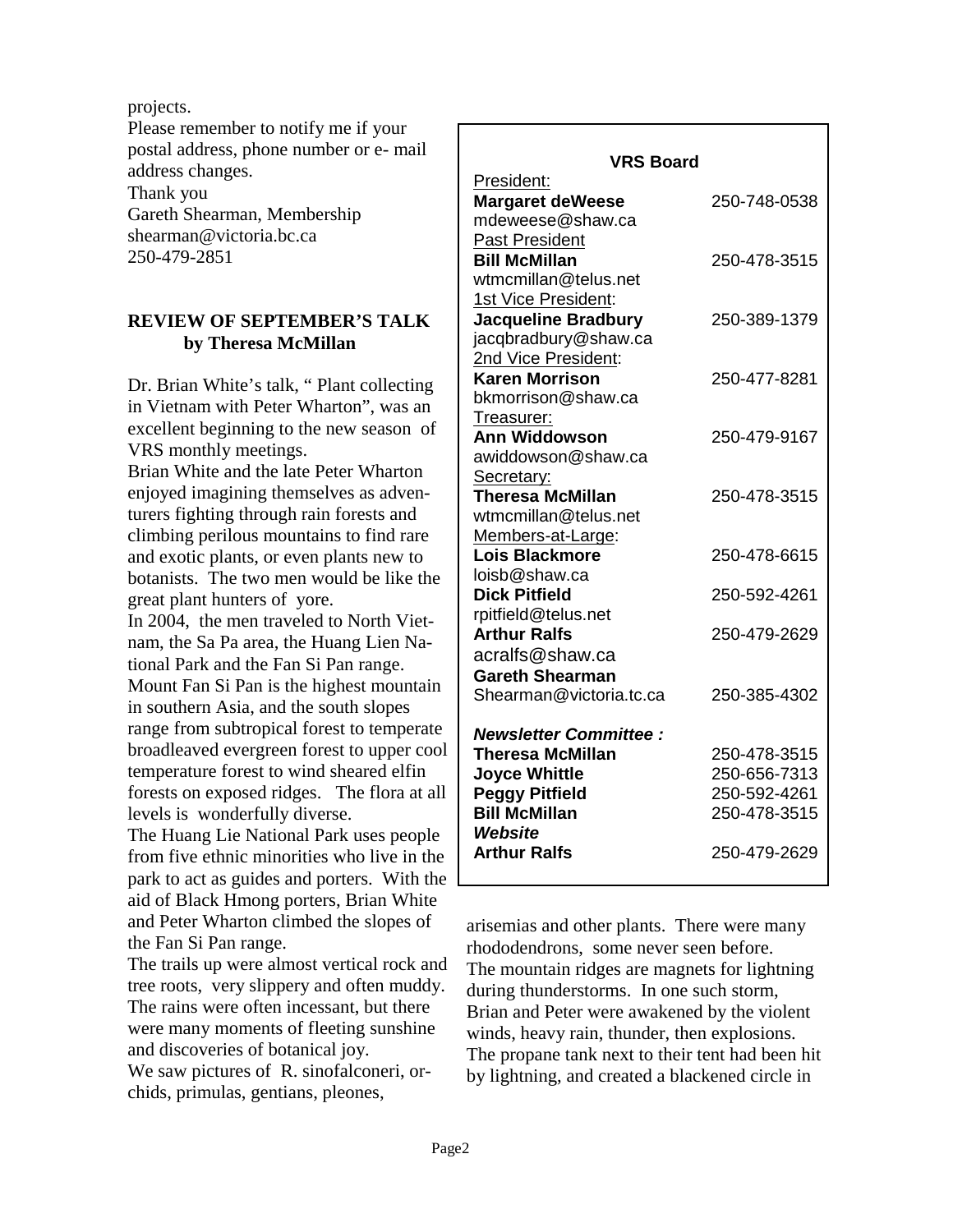projects.
Please remember to notify me if your postal address, phone number or e- mail address changes.
Thank you
Gareth Shearman, Membership
shearman@victoria.bc.ca
250-479-2851

**VRS Board**

President:
**Margaret deWeese** 250-748-0538
mdeweese@shaw.ca

Past President
**Bill McMillan** 250-478-3515
wtmcmillan@telus.net

1st Vice President:
**Jacqueline Bradbury** 250-389-1379
jacqbradbury@shaw.ca

2nd Vice President:
**Karen Morrison** 250-477-8281
bkmorrison@shaw.ca

Treasurer:
**Ann Widdowson** 250-479-9167
awiddowson@shaw.ca

Secretary:
**Theresa McMillan** 250-478-3515
wtmcmillan@telus.net

Members-at-Large:
**Lois Blackmore** 250-478-6615
loisb@shaw.ca
**Dick Pitfield** 250-592-4261
rpitfield@telus.net
**Arthur Ralfs** 250-479-2629
acralfs@shaw.ca
**Gareth Shearman**
Shearman@victoria.tc.ca 250-385-4302

***Newsletter Committee :***
**Theresa McMillan** 250-478-3515
**Joyce Whittle** 250-656-7313
**Peggy Pitfield** 250-592-4261
**Bill McMillan** 250-478-3515

***Website***
**Arthur Ralfs** 250-479-2629

## REVIEW OF SEPTEMBER'S TALK by Theresa McMillan

Dr. Brian White's talk, " Plant collecting in Vietnam with Peter Wharton", was an excellent beginning to the new season of VRS monthly meetings.

Brian White and the late Peter Wharton enjoyed imagining themselves as adventurers fighting through rain forests and climbing perilous mountains to find rare and exotic plants, or even plants new to botanists. The two men would be like the great plant hunters of yore.

In 2004, the men traveled to North Vietnam, the Sa Pa area, the Huang Lien National Park and the Fan Si Pan range. Mount Fan Si Pan is the highest mountain in southern Asia, and the south slopes range from subtropical forest to temperate broadleaved evergreen forest to upper cool temperature forest to wind sheared elfin forests on exposed ridges. The flora at all levels is wonderfully diverse.

The Huang Lie National Park uses people from five ethnic minorities who live in the park to act as guides and porters. With the aid of Black Hmong porters, Brian White and Peter Wharton climbed the slopes of the Fan Si Pan range.

The trails up were almost vertical rock and tree roots, very slippery and often muddy. The rains were often incessant, but there were many moments of fleeting sunshine and discoveries of botanical joy.

We saw pictures of R. sinofalconeri, orchids, primulas, gentians, pleones, arisemias and other plants. There were many rhododendrons, some never seen before.

The mountain ridges are magnets for lightning during thunderstorms. In one such storm, Brian and Peter were awakened by the violent winds, heavy rain, thunder, then explosions. The propane tank next to their tent had been hit by lightning, and created a blackened circle in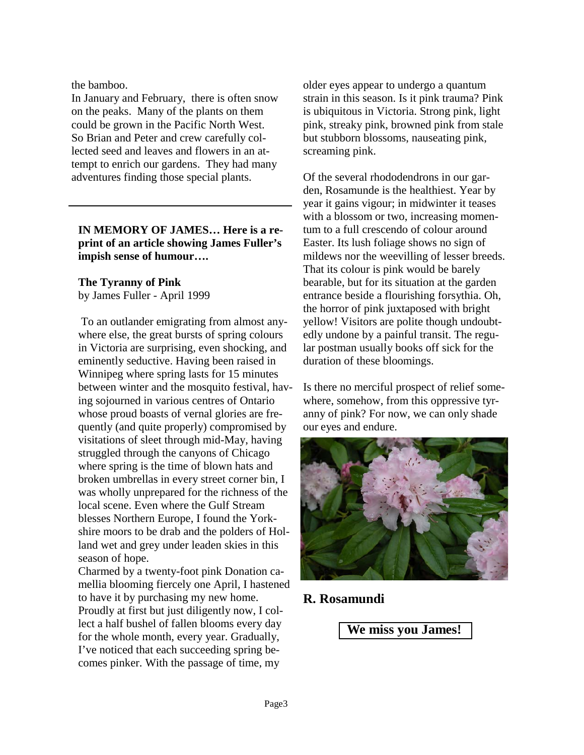the bamboo.

In January and February, there is often snow on the peaks. Many of the plants on them could be grown in the Pacific North West. So Brian and Peter and crew carefully collected seed and leaves and flowers in an attempt to enrich our gardens. They had many adventures finding those special plants.

---

**IN MEMORY OF JAMES… Here is a reprint of an article showing James Fuller's impish sense of humour….**

**The Tyranny of Pink**
by James Fuller - April 1999

To an outlander emigrating from almost anywhere else, the great bursts of spring colours in Victoria are surprising, even shocking, and eminently seductive. Having been raised in Winnipeg where spring lasts for 15 minutes between winter and the mosquito festival, having sojourned in various centres of Ontario whose proud boasts of vernal glories are frequently (and quite properly) compromised by visitations of sleet through mid-May, having struggled through the canyons of Chicago where spring is the time of blown hats and broken umbrellas in every street corner bin, I was wholly unprepared for the richness of the local scene. Even where the Gulf Stream blesses Northern Europe, I found the Yorkshire moors to be drab and the polders of Holland wet and grey under leaden skies in this season of hope.

Charmed by a twenty-foot pink Donation camellia blooming fiercely one April, I hastened to have it by purchasing my new home. Proudly at first but just diligently now, I collect a half bushel of fallen blooms every day for the whole month, every year. Gradually, I've noticed that each succeeding spring becomes pinker. With the passage of time, my older eyes appear to undergo a quantum strain in this season. Is it pink trauma? Pink is ubiquitous in Victoria. Strong pink, light pink, streaky pink, browned pink from stale but stubborn blossoms, nauseating pink, screaming pink.

Of the several rhododendrons in our garden, Rosamunde is the healthiest. Year by year it gains vigour; in midwinter it teases with a blossom or two, increasing momentum to a full crescendo of colour around Easter. Its lush foliage shows no sign of mildews nor the weevilling of lesser breeds. That its colour is pink would be barely bearable, but for its situation at the garden entrance beside a flourishing forsythia. Oh, the horror of pink juxtaposed with bright yellow! Visitors are polite though undoubtedly undone by a painful transit. The regular postman usually books off sick for the duration of these bloomings.

Is there no merciful prospect of relief somewhere, somehow, from this oppressive tyranny of pink? For now, we can only shade our eyes and endure.

**R. Rosamundi**

**We miss you James!**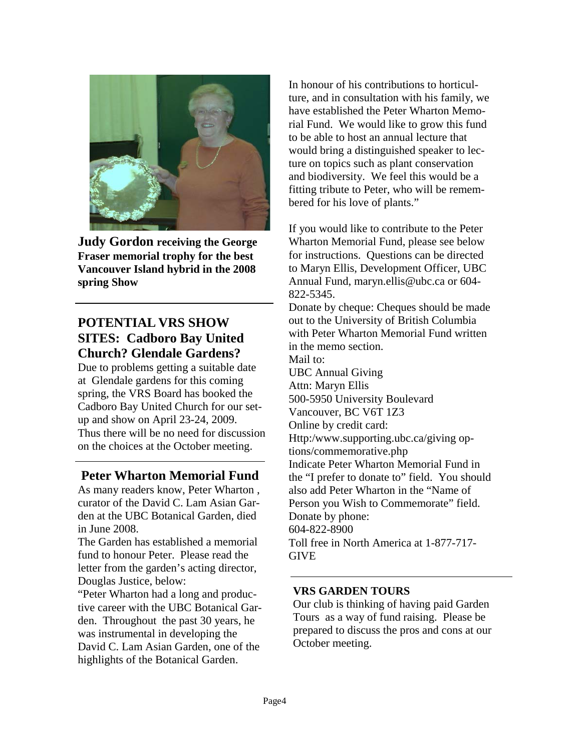**Judy Gordon receiving the George Fraser memorial trophy for the best Vancouver Island hybrid in the 2008 spring Show**

## POTENTIAL VRS SHOW SITES: Cadboro Bay United Church? Glendale Gardens?

Due to problems getting a suitable date at Glendale gardens for this coming spring, the VRS Board has booked the Cadboro Bay United Church for our set-up and show on April 23-24, 2009. Thus there will be no need for discussion on the choices at the October meeting.

## Peter Wharton Memorial Fund

As many readers know, Peter Wharton , curator of the David C. Lam Asian Garden at the UBC Botanical Garden, died in June 2008.

The Garden has established a memorial fund to honour Peter. Please read the letter from the garden's acting director, Douglas Justice, below:

"Peter Wharton had a long and productive career with the UBC Botanical Garden. Throughout the past 30 years, he was instrumental in developing the David C. Lam Asian Garden, one of the highlights of the Botanical Garden.

In honour of his contributions to horticulture, and in consultation with his family, we have established the Peter Wharton Memorial Fund. We would like to grow this fund to be able to host an annual lecture that would bring a distinguished speaker to lecture on topics such as plant conservation and biodiversity. We feel this would be a fitting tribute to Peter, who will be remembered for his love of plants."

If you would like to contribute to the Peter Wharton Memorial Fund, please see below for instructions. Questions can be directed to Maryn Ellis, Development Officer, UBC Annual Fund, maryn.ellis@ubc.ca or 604-822-5345.

Donate by cheque: Cheques should be made out to the University of British Columbia with Peter Wharton Memorial Fund written in the memo section.

Mail to:
UBC Annual Giving
Attn: Maryn Ellis
500-5950 University Boulevard
Vancouver, BC V6T 1Z3

Online by credit card:
Http:/www.supporting.ubc.ca/giving options/commemorative.php

Indicate Peter Wharton Memorial Fund in the "I prefer to donate to" field. You should also add Peter Wharton in the "Name of Person you Wish to Commemorate" field.

Donate by phone:
604-822-8900
Toll free in North America at 1-877-717-GIVE

### VRS GARDEN TOURS

Our club is thinking of having paid Garden Tours as a way of fund raising. Please be prepared to discuss the pros and cons at our October meeting.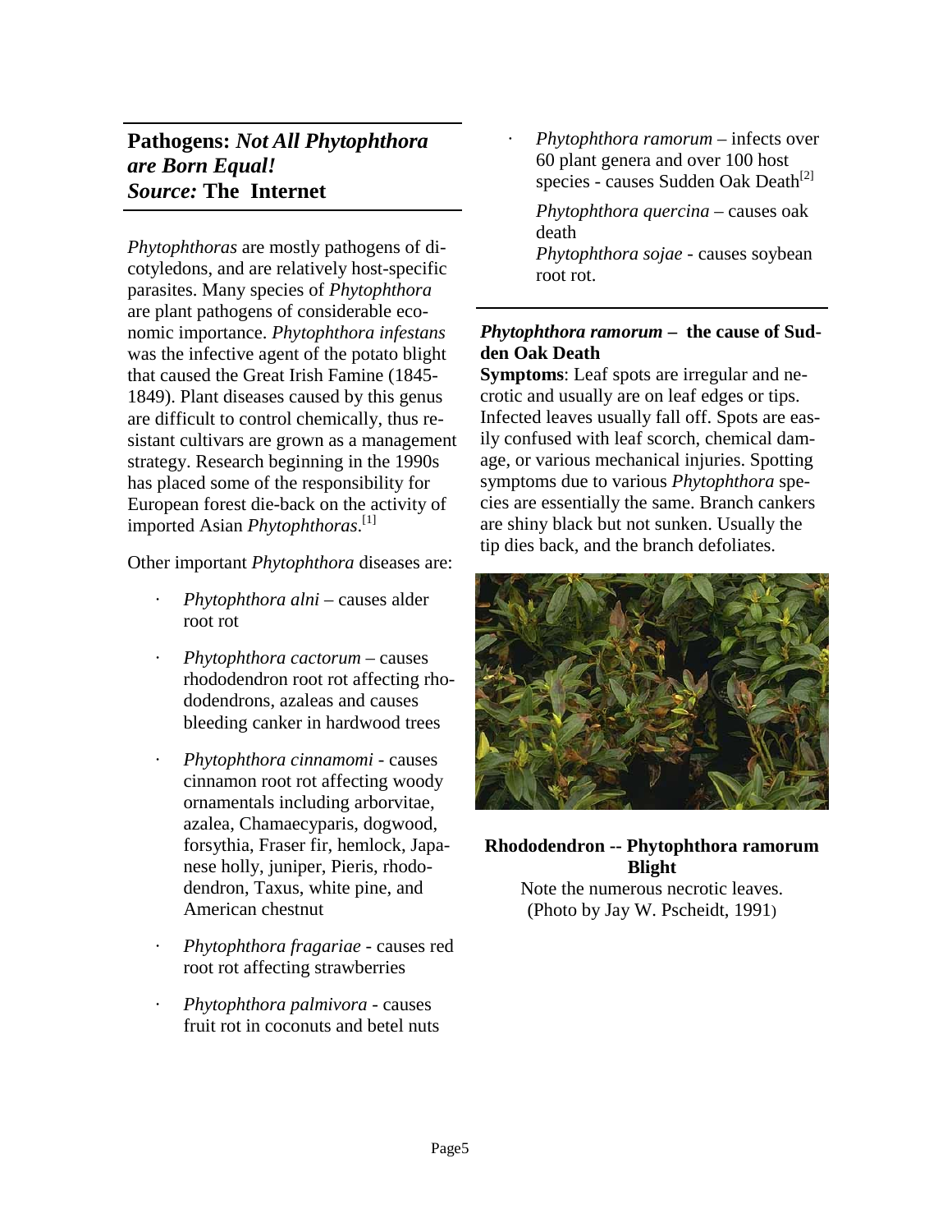## Pathogens: *Not All Phytophthora are Born Equal!*
## *Source:* The Internet

*Phytophthoras* are mostly pathogens of dicotyledons, and are relatively host-specific parasites. Many species of *Phytophthora* are plant pathogens of considerable economic importance. *Phytophthora infestans* was the infective agent of the potato blight that caused the Great Irish Famine (1845-1849). Plant diseases caused by this genus are difficult to control chemically, thus resistant cultivars are grown as a management strategy. Research beginning in the 1990s has placed some of the responsibility for European forest die-back on the activity of imported Asian *Phytophthoras*.[1]

Other important *Phytophthora* diseases are:

- *Phytophthora alni* – causes alder root rot
- *Phytophthora cactorum* – causes rhododendron root rot affecting rhododendrons, azaleas and causes bleeding canker in hardwood trees
- *Phytophthora cinnamomi* - causes cinnamon root rot affecting woody ornamentals including arborvitae, azalea, Chamaecyparis, dogwood, forsythia, Fraser fir, hemlock, Japanese holly, juniper, Pieris, rhododendron, Taxus, white pine, and American chestnut
- *Phytophthora fragariae* - causes red root rot affecting strawberries
- *Phytophthora palmivora* - causes fruit rot in coconuts and betel nuts
- *Phytophthora ramorum* – infects over 60 plant genera and over 100 host species - causes Sudden Oak Death[2]

  *Phytophthora quercina* – causes oak death

  *Phytophthora sojae* - causes soybean root rot.

### *Phytophthora ramorum* – the cause of Sudden Oak Death

**Symptoms**: Leaf spots are irregular and necrotic and usually are on leaf edges or tips. Infected leaves usually fall off. Spots are easily confused with leaf scorch, chemical damage, or various mechanical injuries. Spotting symptoms due to various *Phytophthora* species are essentially the same. Branch cankers are shiny black but not sunken. Usually the tip dies back, and the branch defoliates.

**Rhododendron -- Phytophthora ramorum Blight**

Note the numerous necrotic leaves. (Photo by Jay W. Pscheidt, 1991)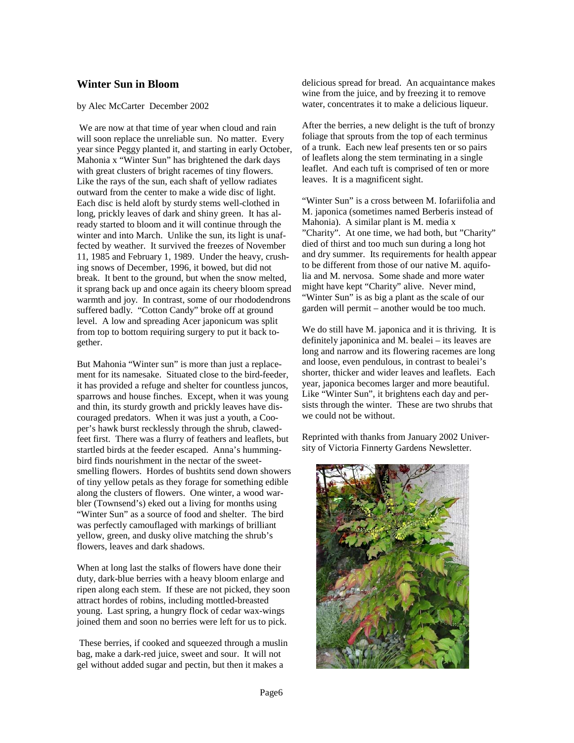## Winter Sun in Bloom

by Alec McCarter December 2002

We are now at that time of year when cloud and rain will soon replace the unreliable sun. No matter. Every year since Peggy planted it, and starting in early October, Mahonia x "Winter Sun" has brightened the dark days with great clusters of bright racemes of tiny flowers. Like the rays of the sun, each shaft of yellow radiates outward from the center to make a wide disc of light. Each disc is held aloft by sturdy stems well-clothed in long, prickly leaves of dark and shiny green. It has already started to bloom and it will continue through the winter and into March. Unlike the sun, its light is unaffected by weather. It survived the freezes of November 11, 1985 and February 1, 1989. Under the heavy, crushing snows of December, 1996, it bowed, but did not break. It bent to the ground, but when the snow melted, it sprang back up and once again its cheery bloom spread warmth and joy. In contrast, some of our rhododendrons suffered badly. "Cotton Candy" broke off at ground level. A low and spreading Acer japonicum was split from top to bottom requiring surgery to put it back together.

But Mahonia "Winter sun" is more than just a replacement for its namesake. Situated close to the bird-feeder, it has provided a refuge and shelter for countless juncos, sparrows and house finches. Except, when it was young and thin, its sturdy growth and prickly leaves have discouraged predators. When it was just a youth, a Cooper's hawk burst recklessly through the shrub, clawed-feet first. There was a flurry of feathers and leaflets, but startled birds at the feeder escaped. Anna's hummingbird finds nourishment in the nectar of the sweet-smelling flowers. Hordes of bushtits send down showers of tiny yellow petals as they forage for something edible along the clusters of flowers. One winter, a wood warbler (Townsend's) eked out a living for months using "Winter Sun" as a source of food and shelter. The bird was perfectly camouflaged with markings of brilliant yellow, green, and dusky olive matching the shrub's flowers, leaves and dark shadows.

When at long last the stalks of flowers have done their duty, dark-blue berries with a heavy bloom enlarge and ripen along each stem. If these are not picked, they soon attract hordes of robins, including mottled-breasted young. Last spring, a hungry flock of cedar wax-wings joined them and soon no berries were left for us to pick.

These berries, if cooked and squeezed through a muslin bag, make a dark-red juice, sweet and sour. It will not gel without added sugar and pectin, but then it makes a delicious spread for bread. An acquaintance makes wine from the juice, and by freezing it to remove water, concentrates it to make a delicious liqueur.

After the berries, a new delight is the tuft of bronzy foliage that sprouts from the top of each terminus of a trunk. Each new leaf presents ten or so pairs of leaflets along the stem terminating in a single leaflet. And each tuft is comprised of ten or more leaves. It is a magnificent sight.

"Winter Sun" is a cross between M. Iofariifolia and M. japonica (sometimes named Berberis instead of Mahonia). A similar plant is M. media x "Charity". At one time, we had both, but "Charity" died of thirst and too much sun during a long hot and dry summer. Its requirements for health appear to be different from those of our native M. aquifolia and M. nervosa. Some shade and more water might have kept "Charity" alive. Never mind, "Winter Sun" is as big a plant as the scale of our garden will permit – another would be too much.

We do still have M. japonica and it is thriving. It is definitely japoninica and M. bealei – its leaves are long and narrow and its flowering racemes are long and loose, even pendulous, in contrast to bealei's shorter, thicker and wider leaves and leaflets. Each year, japonica becomes larger and more beautiful. Like "Winter Sun", it brightens each day and persists through the winter. These are two shrubs that we could not be without.

Reprinted with thanks from January 2002 University of Victoria Finnerty Gardens Newsletter.